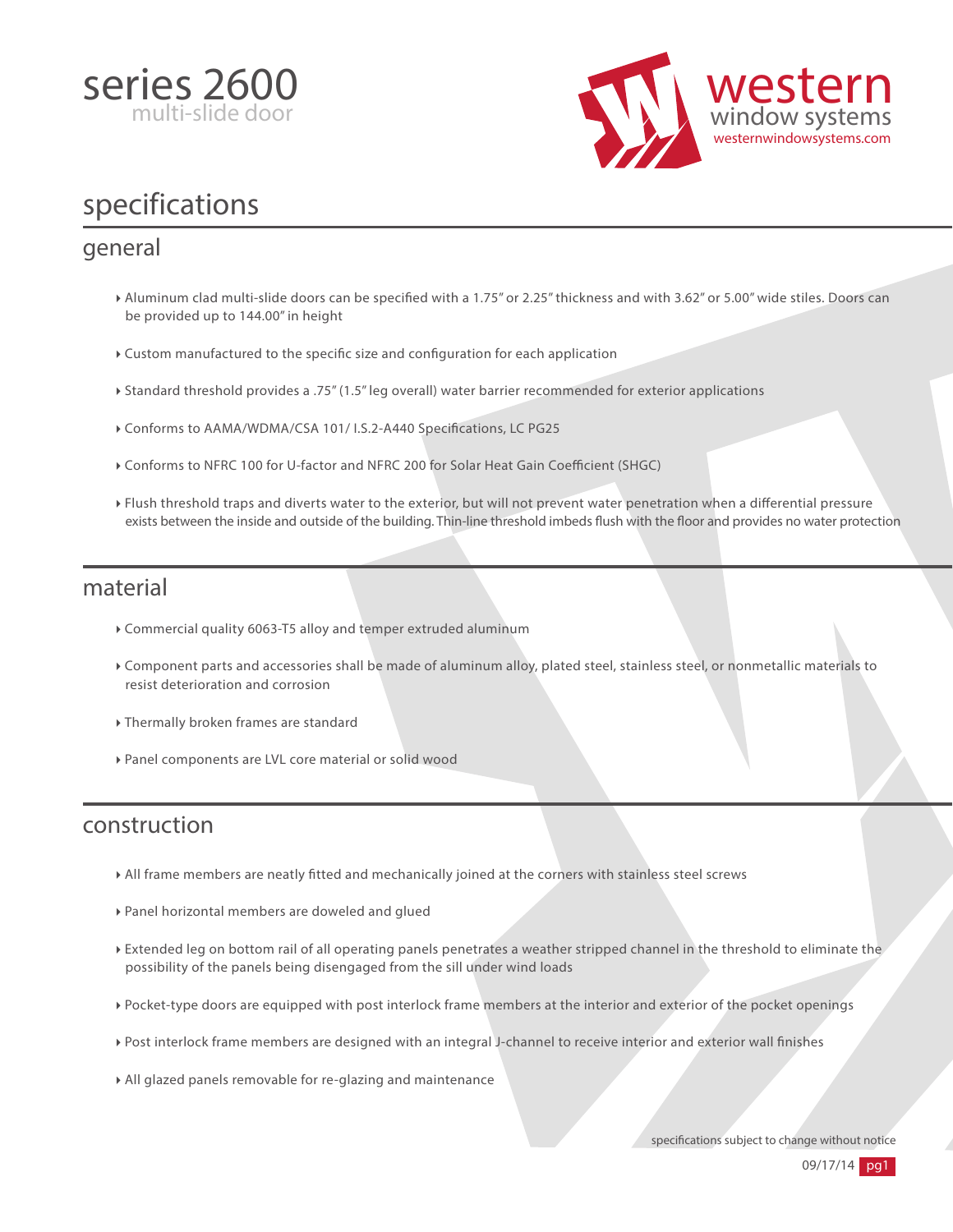# series 2600
multi-slide door

western window systems
westernwindowsystems.com

# specifications

## general

- Aluminum clad multi-slide doors can be specified with a 1.75" or 2.25" thickness and with 3.62" or 5.00" wide stiles. Doors can be provided up to 144.00" in height
- Custom manufactured to the specific size and configuration for each application
- Standard threshold provides a .75" (1.5" leg overall) water barrier recommended for exterior applications
- Conforms to AAMA/WDMA/CSA 101/ I.S.2-A440 Specifications, LC PG25
- Conforms to NFRC 100 for U-factor and NFRC 200 for Solar Heat Gain Coefficient (SHGC)
- Flush threshold traps and diverts water to the exterior, but will not prevent water penetration when a differential pressure exists between the inside and outside of the building. Thin-line threshold imbeds flush with the floor and provides no water protection

## material

- Commercial quality 6063-T5 alloy and temper extruded aluminum
- Component parts and accessories shall be made of aluminum alloy, plated steel, stainless steel, or nonmetallic materials to resist deterioration and corrosion
- Thermally broken frames are standard
- Panel components are LVL core material or solid wood

## construction

- All frame members are neatly fitted and mechanically joined at the corners with stainless steel screws
- Panel horizontal members are doweled and glued
- Extended leg on bottom rail of all operating panels penetrates a weather stripped channel in the threshold to eliminate the possibility of the panels being disengaged from the sill under wind loads
- Pocket-type doors are equipped with post interlock frame members at the interior and exterior of the pocket openings
- Post interlock frame members are designed with an integral J-channel to receive interior and exterior wall finishes
- All glazed panels removable for re-glazing and maintenance

specifications subject to change without notice

09/17/14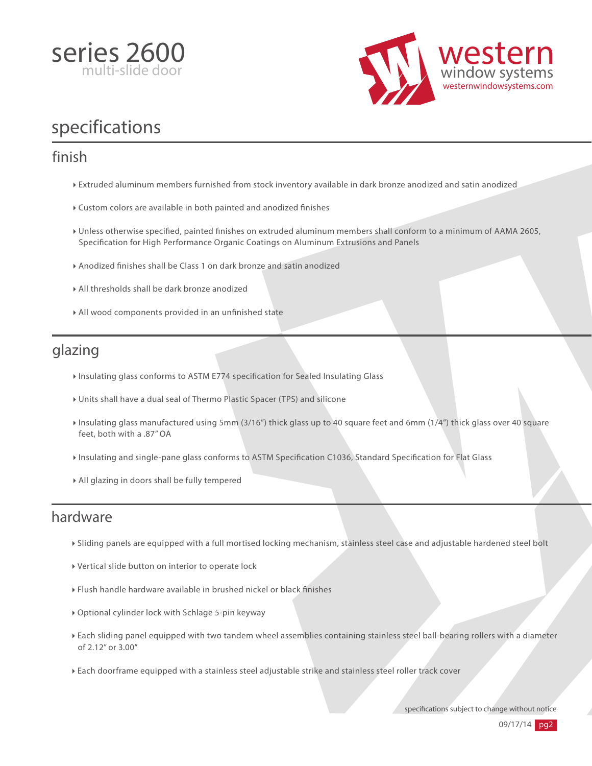# series 2600

multi-slide door

western window systems
westernwindowsystems.com

## specifications

### finish

- Extruded aluminum members furnished from stock inventory available in dark bronze anodized and satin anodized
- Custom colors are available in both painted and anodized finishes
- Unless otherwise specified, painted finishes on extruded aluminum members shall conform to a minimum of AAMA 2605, Specification for High Performance Organic Coatings on Aluminum Extrusions and Panels
- Anodized finishes shall be Class 1 on dark bronze and satin anodized
- All thresholds shall be dark bronze anodized
- All wood components provided in an unfinished state

### glazing

- Insulating glass conforms to ASTM E774 specification for Sealed Insulating Glass
- Units shall have a dual seal of Thermo Plastic Spacer (TPS) and silicone
- Insulating glass manufactured using 5mm (3/16") thick glass up to 40 square feet and 6mm (1/4") thick glass over 40 square feet, both with a .87" OA
- Insulating and single-pane glass conforms to ASTM Specification C1036, Standard Specification for Flat Glass
- All glazing in doors shall be fully tempered

### hardware

- Sliding panels are equipped with a full mortised locking mechanism, stainless steel case and adjustable hardened steel bolt
- Vertical slide button on interior to operate lock
- Flush handle hardware available in brushed nickel or black finishes
- Optional cylinder lock with Schlage 5-pin keyway
- Each sliding panel equipped with two tandem wheel assemblies containing stainless steel ball-bearing rollers with a diameter of 2.12" or 3.00"
- Each doorframe equipped with a stainless steel adjustable strike and stainless steel roller track cover

specifications subject to change without notice

09/17/14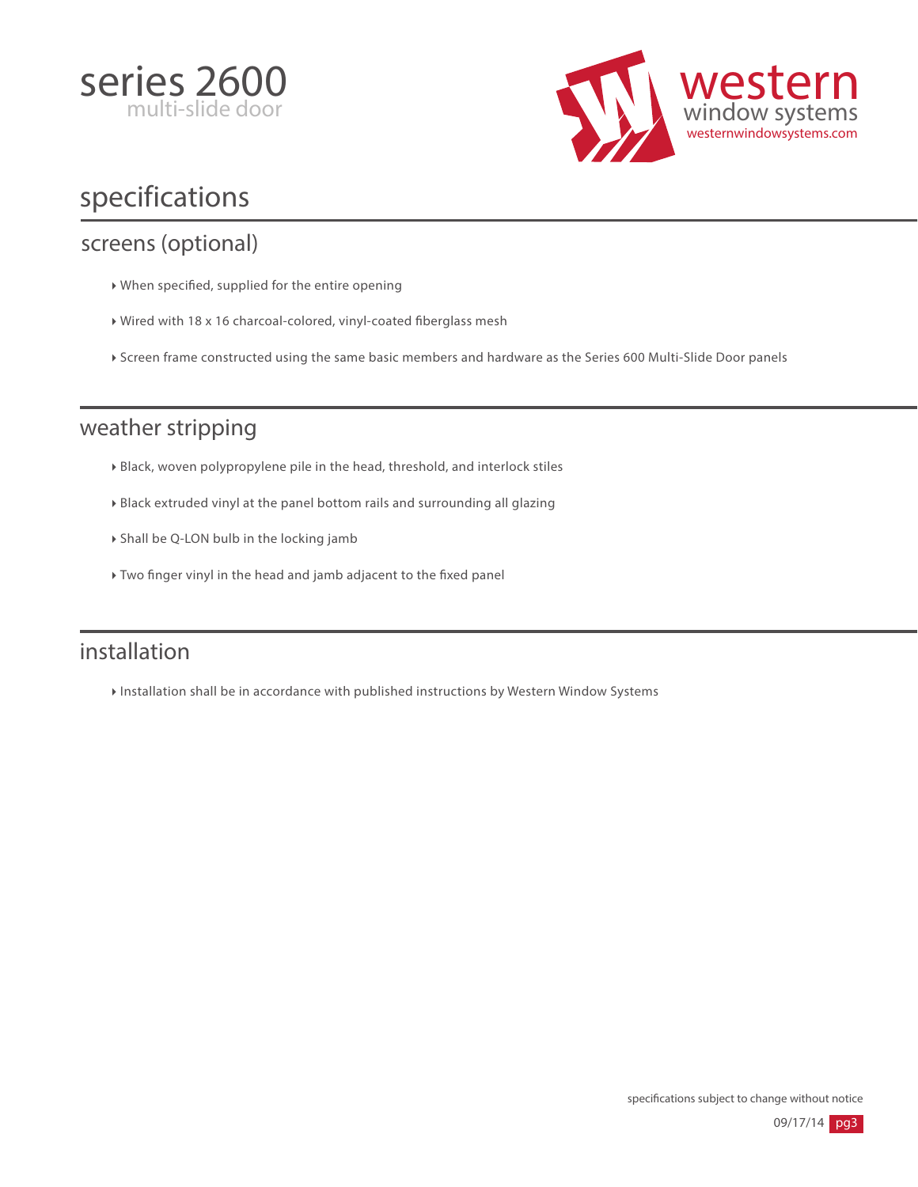# series 2600

multi-slide door

western window systems
westernwindowsystems.com

## specifications

### screens (optional)

- When specified, supplied for the entire opening
- Wired with 18 x 16 charcoal-colored, vinyl-coated fiberglass mesh
- Screen frame constructed using the same basic members and hardware as the Series 600 Multi-Slide Door panels

### weather stripping

- Black, woven polypropylene pile in the head, threshold, and interlock stiles
- Black extruded vinyl at the panel bottom rails and surrounding all glazing
- Shall be Q-LON bulb in the locking jamb
- Two finger vinyl in the head and jamb adjacent to the fixed panel

### installation

- Installation shall be in accordance with published instructions by Western Window Systems

specifications subject to change without notice

09/17/14